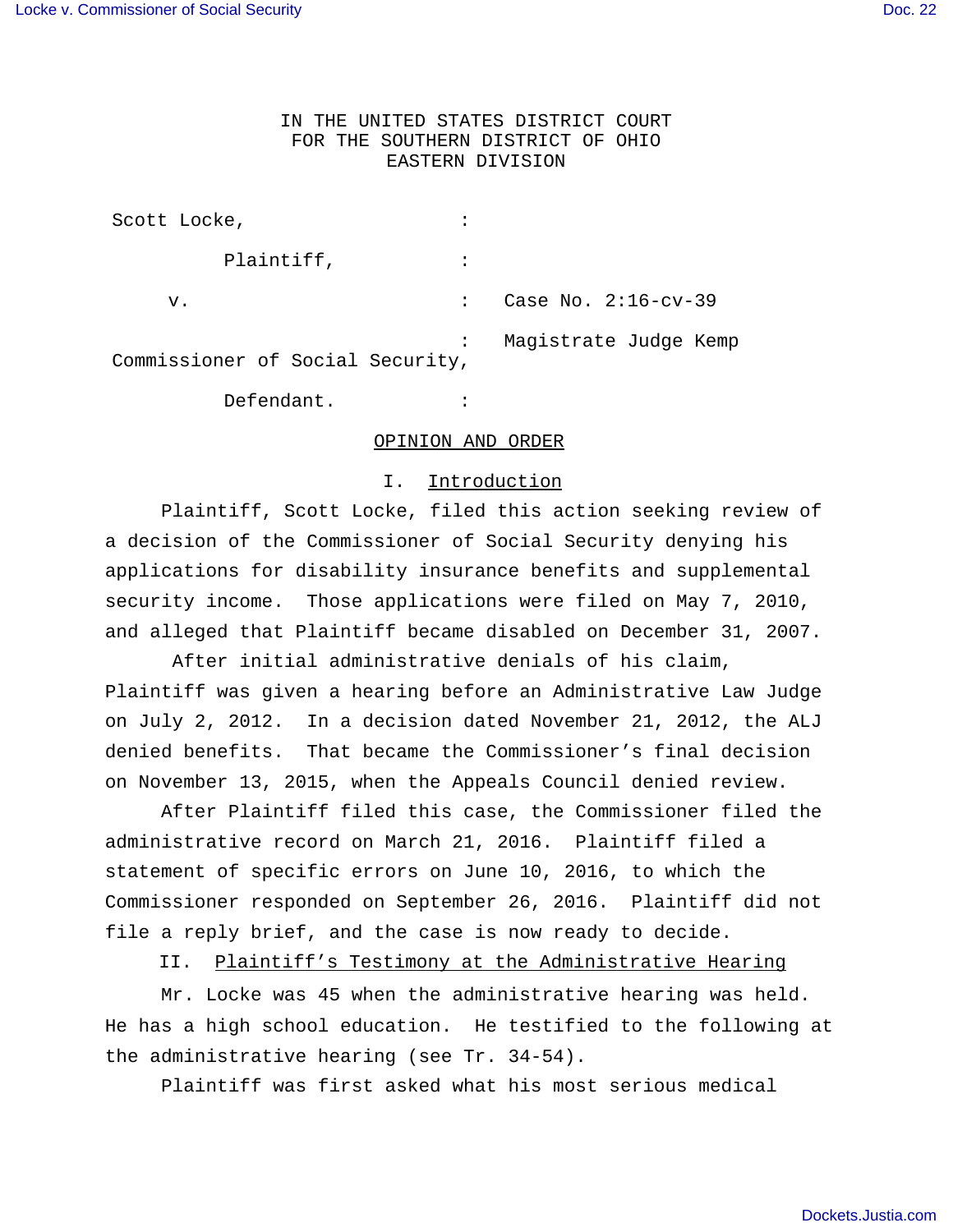IN THE UNITED STATES DISTRICT COURT
FOR THE SOUTHERN DISTRICT OF OHIO
EASTERN DIVISION

Scott Locke, :

Plaintiff, :

v. : Case No. 2:16-cv-39

: Magistrate Judge Kemp

Commissioner of Social Security,

Defendant. :

## OPINION AND ORDER

### I. Introduction

Plaintiff, Scott Locke, filed this action seeking review of a decision of the Commissioner of Social Security denying his applications for disability insurance benefits and supplemental security income. Those applications were filed on May 7, 2010, and alleged that Plaintiff became disabled on December 31, 2007.

After initial administrative denials of his claim, Plaintiff was given a hearing before an Administrative Law Judge on July 2, 2012. In a decision dated November 21, 2012, the ALJ denied benefits. That became the Commissioner's final decision on November 13, 2015, when the Appeals Council denied review.

After Plaintiff filed this case, the Commissioner filed the administrative record on March 21, 2016. Plaintiff filed a statement of specific errors on June 10, 2016, to which the Commissioner responded on September 26, 2016. Plaintiff did not file a reply brief, and the case is now ready to decide.

### II. Plaintiff's Testimony at the Administrative Hearing

Mr. Locke was 45 when the administrative hearing was held. He has a high school education. He testified to the following at the administrative hearing (see Tr. 34-54).

Plaintiff was first asked what his most serious medical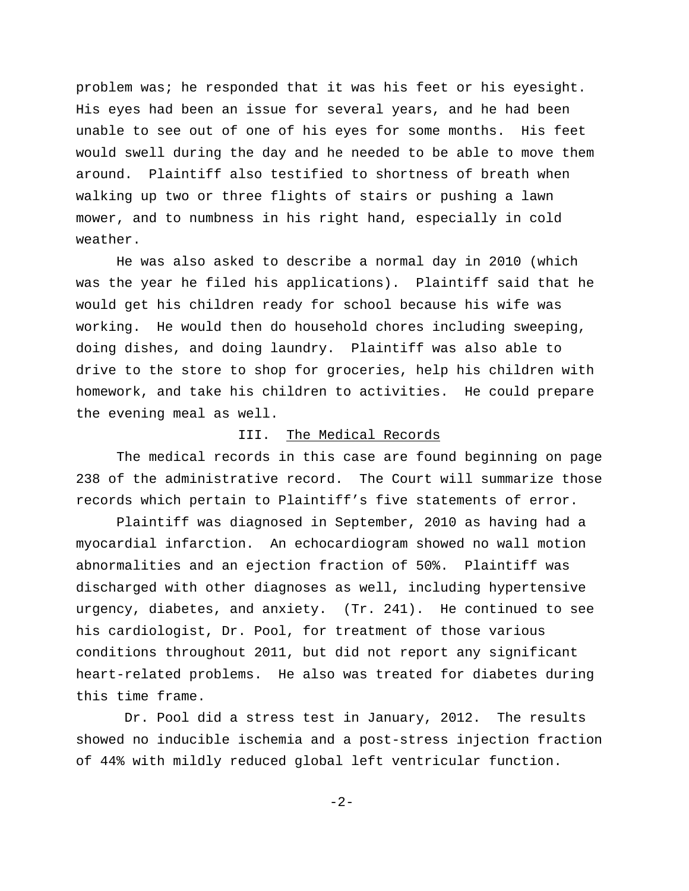problem was; he responded that it was his feet or his eyesight. His eyes had been an issue for several years, and he had been unable to see out of one of his eyes for some months. His feet would swell during the day and he needed to be able to move them around. Plaintiff also testified to shortness of breath when walking up two or three flights of stairs or pushing a lawn mower, and to numbness in his right hand, especially in cold weather.

He was also asked to describe a normal day in 2010 (which was the year he filed his applications). Plaintiff said that he would get his children ready for school because his wife was working. He would then do household chores including sweeping, doing dishes, and doing laundry. Plaintiff was also able to drive to the store to shop for groceries, help his children with homework, and take his children to activities. He could prepare the evening meal as well.

## III. The Medical Records

The medical records in this case are found beginning on page 238 of the administrative record. The Court will summarize those records which pertain to Plaintiff's five statements of error.

Plaintiff was diagnosed in September, 2010 as having had a myocardial infarction. An echocardiogram showed no wall motion abnormalities and an ejection fraction of 50%. Plaintiff was discharged with other diagnoses as well, including hypertensive urgency, diabetes, and anxiety. (Tr. 241). He continued to see his cardiologist, Dr. Pool, for treatment of those various conditions throughout 2011, but did not report any significant heart-related problems. He also was treated for diabetes during this time frame.

Dr. Pool did a stress test in January, 2012. The results showed no inducible ischemia and a post-stress injection fraction of 44% with mildly reduced global left ventricular function.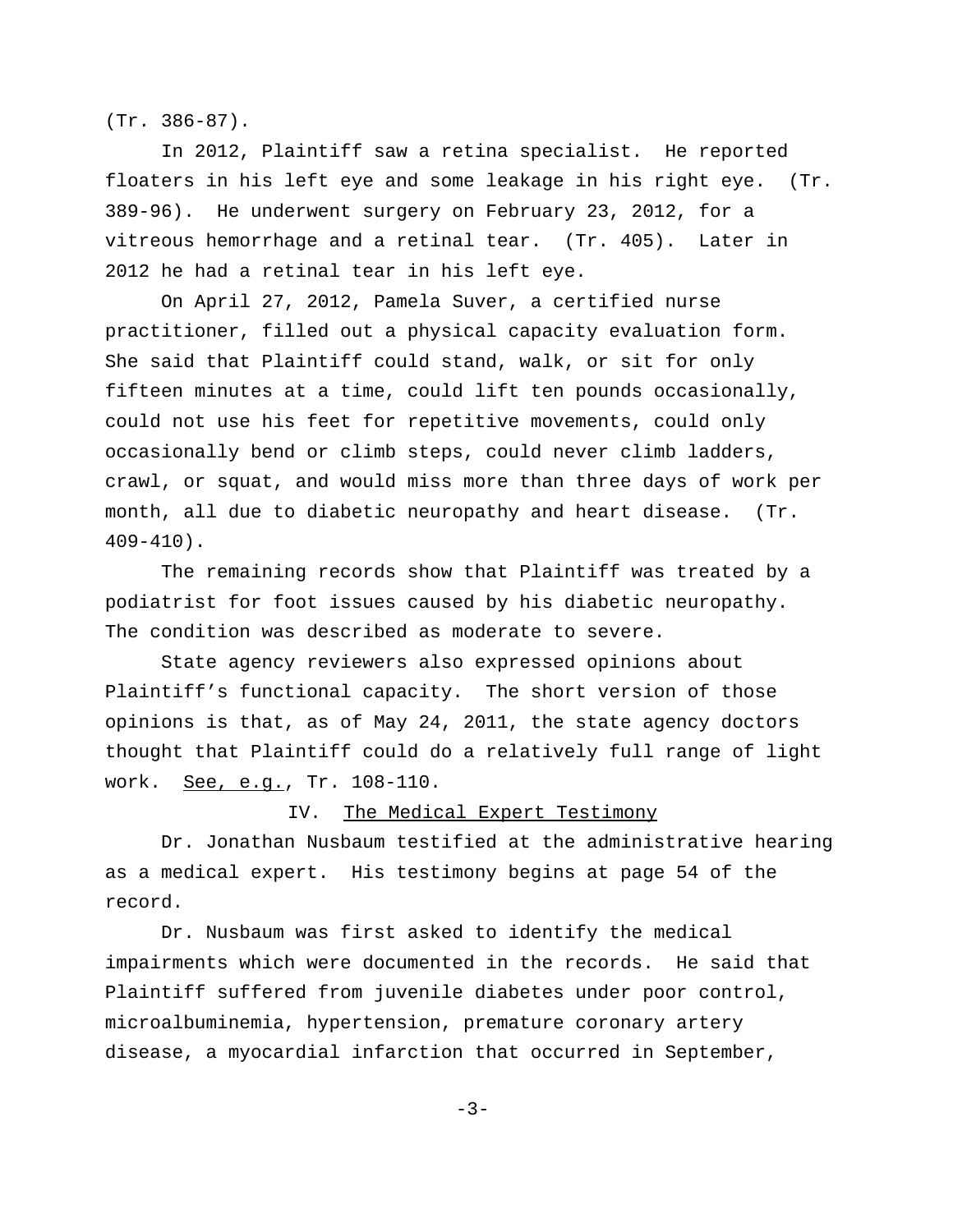(Tr. 386-87).

In 2012, Plaintiff saw a retina specialist. He reported floaters in his left eye and some leakage in his right eye. (Tr. 389-96). He underwent surgery on February 23, 2012, for a vitreous hemorrhage and a retinal tear. (Tr. 405). Later in 2012 he had a retinal tear in his left eye.

On April 27, 2012, Pamela Suver, a certified nurse practitioner, filled out a physical capacity evaluation form. She said that Plaintiff could stand, walk, or sit for only fifteen minutes at a time, could lift ten pounds occasionally, could not use his feet for repetitive movements, could only occasionally bend or climb steps, could never climb ladders, crawl, or squat, and would miss more than three days of work per month, all due to diabetic neuropathy and heart disease. (Tr. 409-410).

The remaining records show that Plaintiff was treated by a podiatrist for foot issues caused by his diabetic neuropathy. The condition was described as moderate to severe.

State agency reviewers also expressed opinions about Plaintiff's functional capacity. The short version of those opinions is that, as of May 24, 2011, the state agency doctors thought that Plaintiff could do a relatively full range of light work. See, e.g., Tr. 108-110.

## IV. The Medical Expert Testimony

Dr. Jonathan Nusbaum testified at the administrative hearing as a medical expert. His testimony begins at page 54 of the record.

Dr. Nusbaum was first asked to identify the medical impairments which were documented in the records. He said that Plaintiff suffered from juvenile diabetes under poor control, microalbuminemia, hypertension, premature coronary artery disease, a myocardial infarction that occurred in September,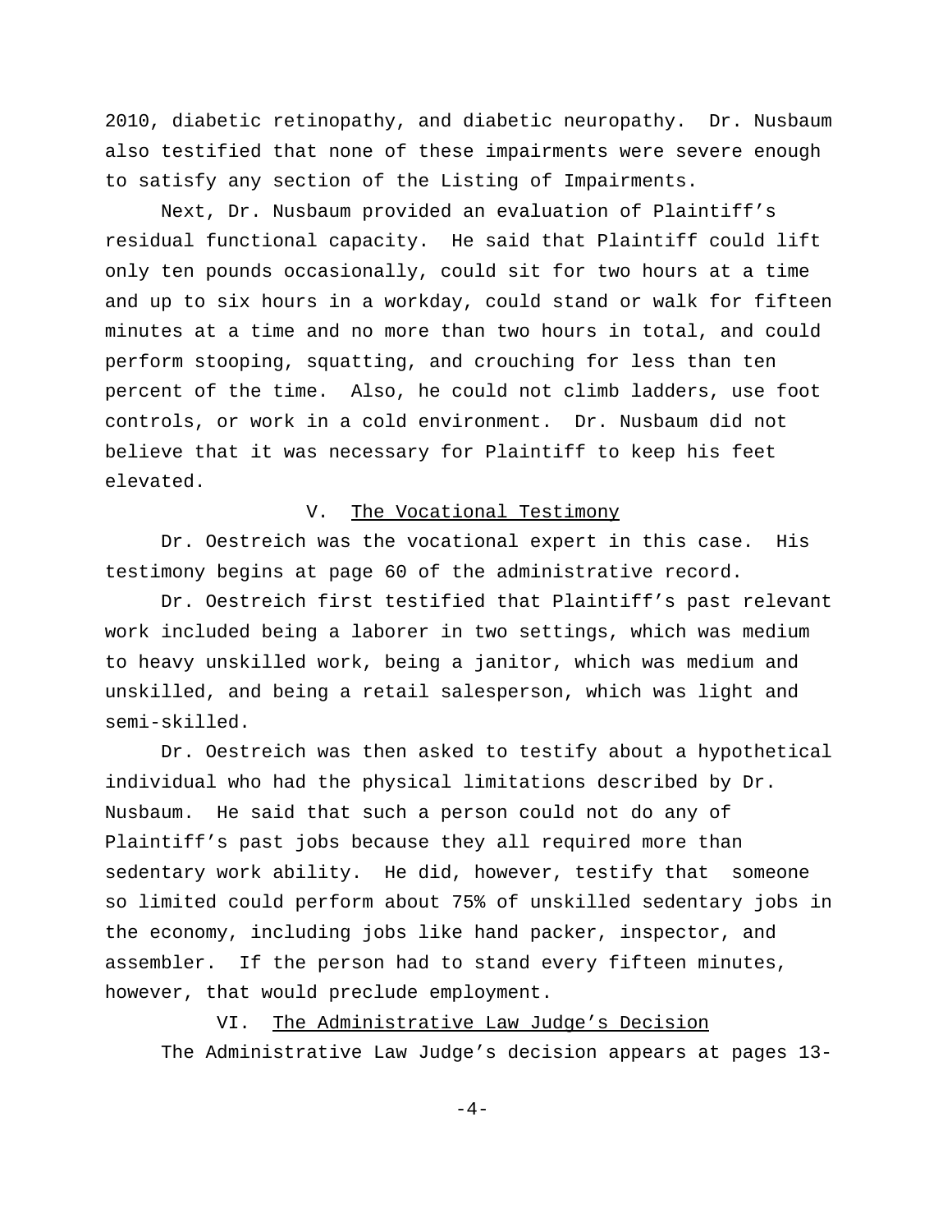2010, diabetic retinopathy, and diabetic neuropathy. Dr. Nusbaum also testified that none of these impairments were severe enough to satisfy any section of the Listing of Impairments.

Next, Dr. Nusbaum provided an evaluation of Plaintiff's residual functional capacity. He said that Plaintiff could lift only ten pounds occasionally, could sit for two hours at a time and up to six hours in a workday, could stand or walk for fifteen minutes at a time and no more than two hours in total, and could perform stooping, squatting, and crouching for less than ten percent of the time. Also, he could not climb ladders, use foot controls, or work in a cold environment. Dr. Nusbaum did not believe that it was necessary for Plaintiff to keep his feet elevated.

## V. The Vocational Testimony

Dr. Oestreich was the vocational expert in this case. His testimony begins at page 60 of the administrative record.

Dr. Oestreich first testified that Plaintiff's past relevant work included being a laborer in two settings, which was medium to heavy unskilled work, being a janitor, which was medium and unskilled, and being a retail salesperson, which was light and semi-skilled.

Dr. Oestreich was then asked to testify about a hypothetical individual who had the physical limitations described by Dr. Nusbaum. He said that such a person could not do any of Plaintiff's past jobs because they all required more than sedentary work ability. He did, however, testify that someone so limited could perform about 75% of unskilled sedentary jobs in the economy, including jobs like hand packer, inspector, and assembler. If the person had to stand every fifteen minutes, however, that would preclude employment.

## VI. The Administrative Law Judge's Decision

The Administrative Law Judge's decision appears at pages 13-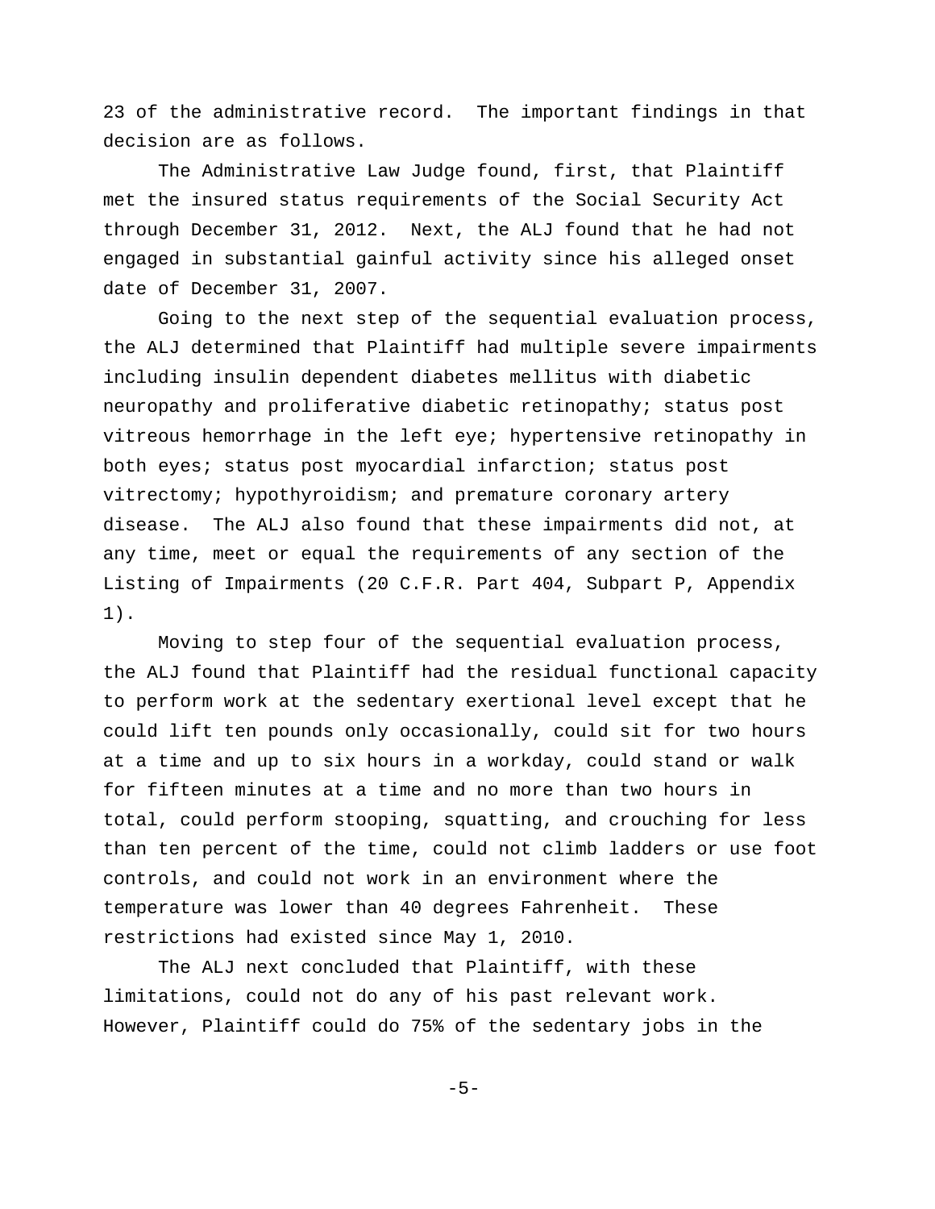23 of the administrative record. The important findings in that decision are as follows.

The Administrative Law Judge found, first, that Plaintiff met the insured status requirements of the Social Security Act through December 31, 2012. Next, the ALJ found that he had not engaged in substantial gainful activity since his alleged onset date of December 31, 2007.

Going to the next step of the sequential evaluation process, the ALJ determined that Plaintiff had multiple severe impairments including insulin dependent diabetes mellitus with diabetic neuropathy and proliferative diabetic retinopathy; status post vitreous hemorrhage in the left eye; hypertensive retinopathy in both eyes; status post myocardial infarction; status post vitrectomy; hypothyroidism; and premature coronary artery disease. The ALJ also found that these impairments did not, at any time, meet or equal the requirements of any section of the Listing of Impairments (20 C.F.R. Part 404, Subpart P, Appendix 1).

Moving to step four of the sequential evaluation process, the ALJ found that Plaintiff had the residual functional capacity to perform work at the sedentary exertional level except that he could lift ten pounds only occasionally, could sit for two hours at a time and up to six hours in a workday, could stand or walk for fifteen minutes at a time and no more than two hours in total, could perform stooping, squatting, and crouching for less than ten percent of the time, could not climb ladders or use foot controls, and could not work in an environment where the temperature was lower than 40 degrees Fahrenheit. These restrictions had existed since May 1, 2010.

The ALJ next concluded that Plaintiff, with these limitations, could not do any of his past relevant work. However, Plaintiff could do 75% of the sedentary jobs in the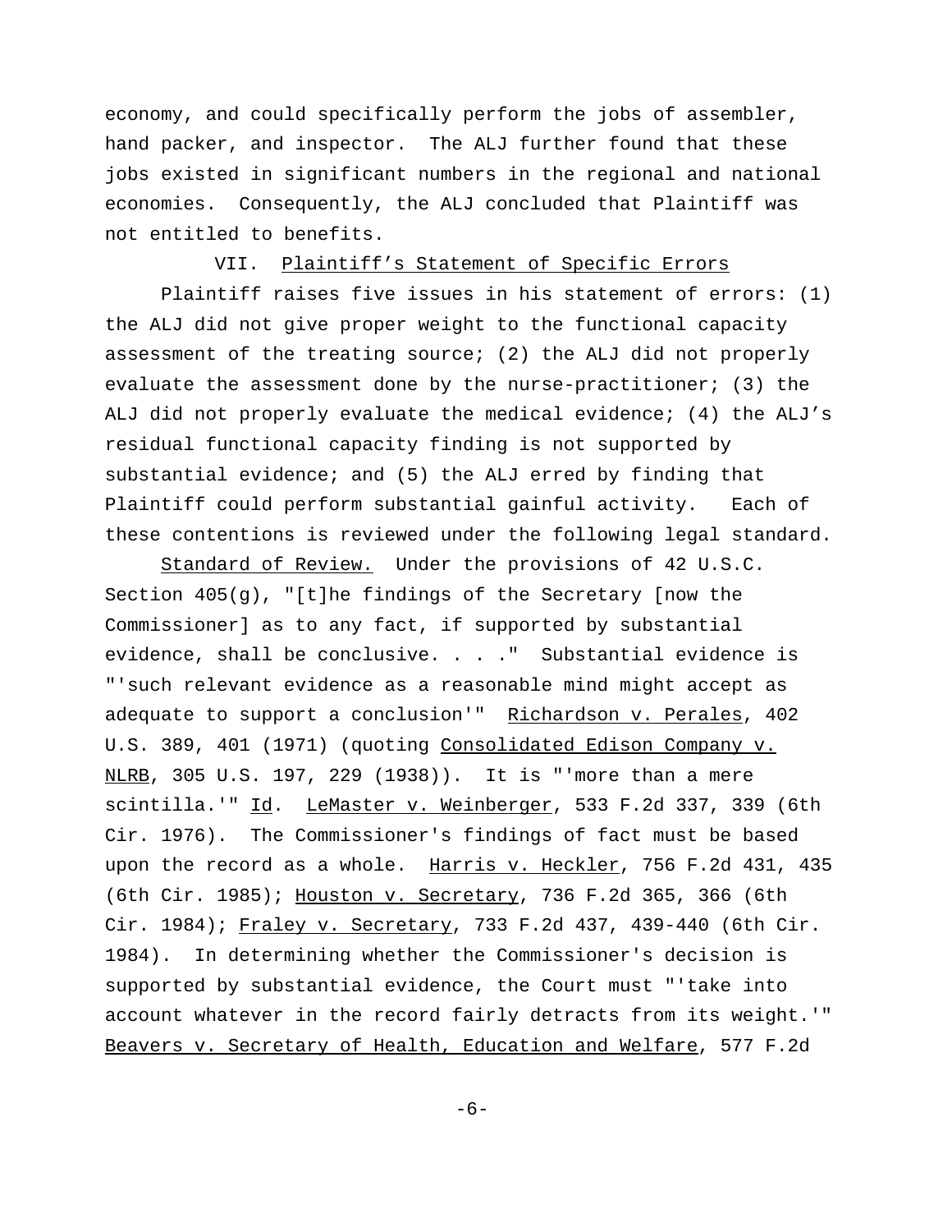economy, and could specifically perform the jobs of assembler, hand packer, and inspector. The ALJ further found that these jobs existed in significant numbers in the regional and national economies. Consequently, the ALJ concluded that Plaintiff was not entitled to benefits.

## VII. Plaintiff's Statement of Specific Errors

Plaintiff raises five issues in his statement of errors: (1) the ALJ did not give proper weight to the functional capacity assessment of the treating source; (2) the ALJ did not properly evaluate the assessment done by the nurse-practitioner; (3) the ALJ did not properly evaluate the medical evidence; (4) the ALJ's residual functional capacity finding is not supported by substantial evidence; and (5) the ALJ erred by finding that Plaintiff could perform substantial gainful activity. Each of these contentions is reviewed under the following legal standard.

Standard of Review. Under the provisions of 42 U.S.C. Section 405(g), "[t]he findings of the Secretary [now the Commissioner] as to any fact, if supported by substantial evidence, shall be conclusive. . . ." Substantial evidence is "'such relevant evidence as a reasonable mind might accept as adequate to support a conclusion'" Richardson v. Perales, 402 U.S. 389, 401 (1971) (quoting Consolidated Edison Company v. NLRB, 305 U.S. 197, 229 (1938)). It is "'more than a mere scintilla.'" Id. LeMaster v. Weinberger, 533 F.2d 337, 339 (6th Cir. 1976). The Commissioner's findings of fact must be based upon the record as a whole. Harris v. Heckler, 756 F.2d 431, 435 (6th Cir. 1985); Houston v. Secretary, 736 F.2d 365, 366 (6th Cir. 1984); Fraley v. Secretary, 733 F.2d 437, 439-440 (6th Cir. 1984). In determining whether the Commissioner's decision is supported by substantial evidence, the Court must "'take into account whatever in the record fairly detracts from its weight.'" Beavers v. Secretary of Health, Education and Welfare, 577 F.2d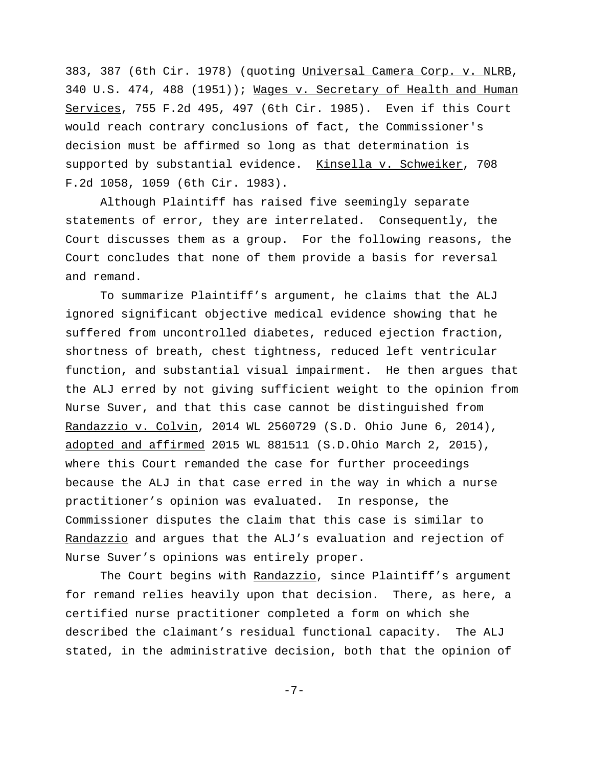383, 387 (6th Cir. 1978) (quoting Universal Camera Corp. v. NLRB, 340 U.S. 474, 488 (1951)); Wages v. Secretary of Health and Human Services, 755 F.2d 495, 497 (6th Cir. 1985). Even if this Court would reach contrary conclusions of fact, the Commissioner's decision must be affirmed so long as that determination is supported by substantial evidence. Kinsella v. Schweiker, 708 F.2d 1058, 1059 (6th Cir. 1983).

Although Plaintiff has raised five seemingly separate statements of error, they are interrelated. Consequently, the Court discusses them as a group. For the following reasons, the Court concludes that none of them provide a basis for reversal and remand.

To summarize Plaintiff's argument, he claims that the ALJ ignored significant objective medical evidence showing that he suffered from uncontrolled diabetes, reduced ejection fraction, shortness of breath, chest tightness, reduced left ventricular function, and substantial visual impairment. He then argues that the ALJ erred by not giving sufficient weight to the opinion from Nurse Suver, and that this case cannot be distinguished from Randazzio v. Colvin, 2014 WL 2560729 (S.D. Ohio June 6, 2014), adopted and affirmed 2015 WL 881511 (S.D.Ohio March 2, 2015), where this Court remanded the case for further proceedings because the ALJ in that case erred in the way in which a nurse practitioner's opinion was evaluated. In response, the Commissioner disputes the claim that this case is similar to Randazzio and argues that the ALJ's evaluation and rejection of Nurse Suver's opinions was entirely proper.

The Court begins with Randazzio, since Plaintiff's argument for remand relies heavily upon that decision. There, as here, a certified nurse practitioner completed a form on which she described the claimant's residual functional capacity. The ALJ stated, in the administrative decision, both that the opinion of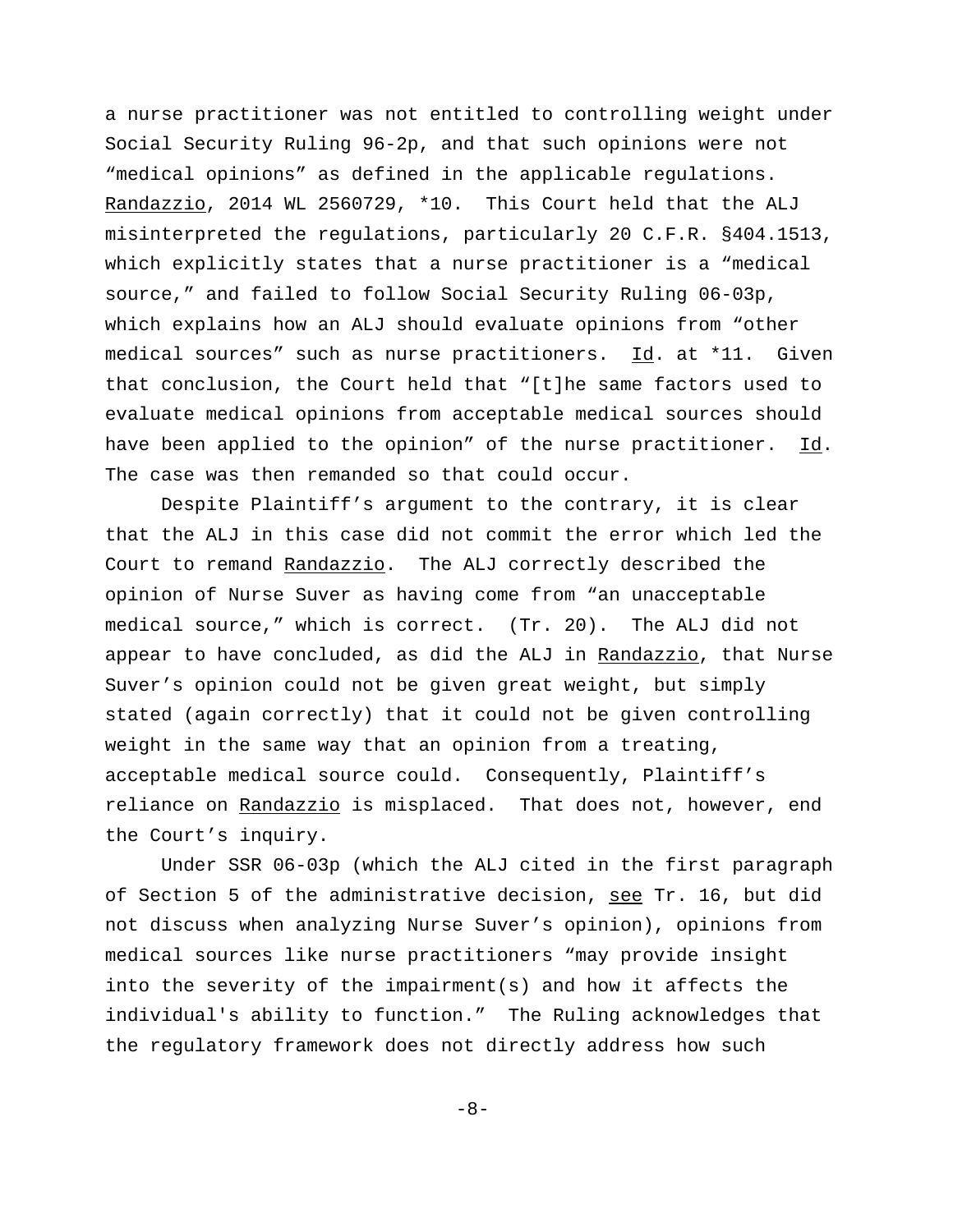a nurse practitioner was not entitled to controlling weight under Social Security Ruling 96-2p, and that such opinions were not "medical opinions" as defined in the applicable regulations. Randazzio, 2014 WL 2560729, *10. This Court held that the ALJ misinterpreted the regulations, particularly 20 C.F.R. §404.1513, which explicitly states that a nurse practitioner is a "medical source," and failed to follow Social Security Ruling 06-03p, which explains how an ALJ should evaluate opinions from "other medical sources" such as nurse practitioners. Id. at *11. Given that conclusion, the Court held that "[t]he same factors used to evaluate medical opinions from acceptable medical sources should have been applied to the opinion" of the nurse practitioner. Id. The case was then remanded so that could occur.

Despite Plaintiff's argument to the contrary, it is clear that the ALJ in this case did not commit the error which led the Court to remand Randazzio. The ALJ correctly described the opinion of Nurse Suver as having come from "an unacceptable medical source," which is correct. (Tr. 20). The ALJ did not appear to have concluded, as did the ALJ in Randazzio, that Nurse Suver's opinion could not be given great weight, but simply stated (again correctly) that it could not be given controlling weight in the same way that an opinion from a treating, acceptable medical source could. Consequently, Plaintiff's reliance on Randazzio is misplaced. That does not, however, end the Court's inquiry.

Under SSR 06-03p (which the ALJ cited in the first paragraph of Section 5 of the administrative decision, see Tr. 16, but did not discuss when analyzing Nurse Suver's opinion), opinions from medical sources like nurse practitioners "may provide insight into the severity of the impairment(s) and how it affects the individual's ability to function." The Ruling acknowledges that the regulatory framework does not directly address how such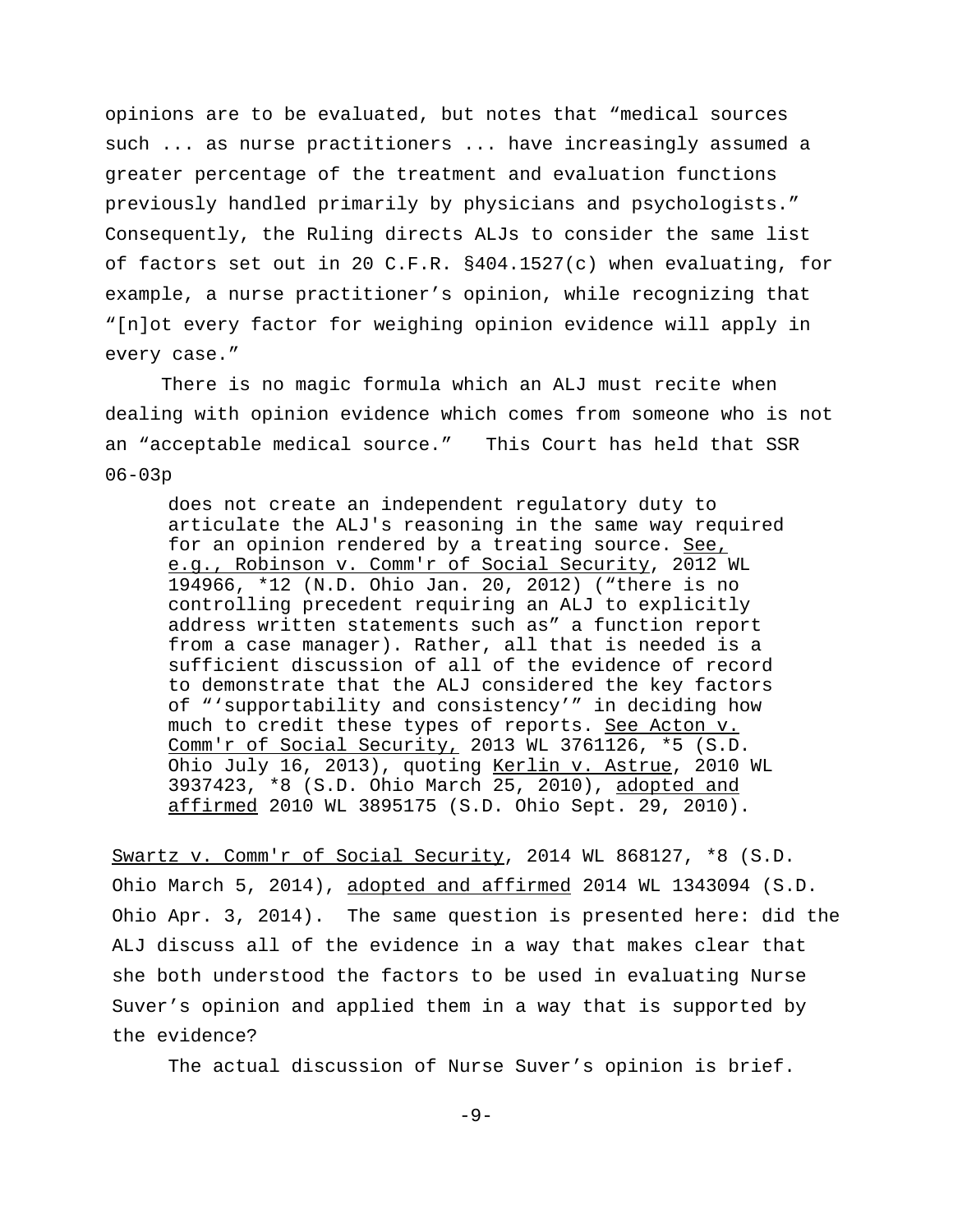opinions are to be evaluated, but notes that "medical sources such ... as nurse practitioners ... have increasingly assumed a greater percentage of the treatment and evaluation functions previously handled primarily by physicians and psychologists." Consequently, the Ruling directs ALJs to consider the same list of factors set out in 20 C.F.R. §404.1527(c) when evaluating, for example, a nurse practitioner's opinion, while recognizing that "[n]ot every factor for weighing opinion evidence will apply in every case."

There is no magic formula which an ALJ must recite when dealing with opinion evidence which comes from someone who is not an "acceptable medical source." This Court has held that SSR 06-03p

> does not create an independent regulatory duty to articulate the ALJ's reasoning in the same way required for an opinion rendered by a treating source. See, e.g., Robinson v. Comm'r of Social Security, 2012 WL 194966, *12 (N.D. Ohio Jan. 20, 2012) ("there is no controlling precedent requiring an ALJ to explicitly address written statements such as" a function report from a case manager). Rather, all that is needed is a sufficient discussion of all of the evidence of record to demonstrate that the ALJ considered the key factors of "'supportability and consistency'" in deciding how much to credit these types of reports. See Acton v. Comm'r of Social Security, 2013 WL 3761126, *5 (S.D. Ohio July 16, 2013), quoting Kerlin v. Astrue, 2010 WL 3937423, *8 (S.D. Ohio March 25, 2010), adopted and affirmed 2010 WL 3895175 (S.D. Ohio Sept. 29, 2010).

Swartz v. Comm'r of Social Security, 2014 WL 868127, *8 (S.D. Ohio March 5, 2014), adopted and affirmed 2014 WL 1343094 (S.D. Ohio Apr. 3, 2014). The same question is presented here: did the ALJ discuss all of the evidence in a way that makes clear that she both understood the factors to be used in evaluating Nurse Suver's opinion and applied them in a way that is supported by the evidence?

The actual discussion of Nurse Suver's opinion is brief.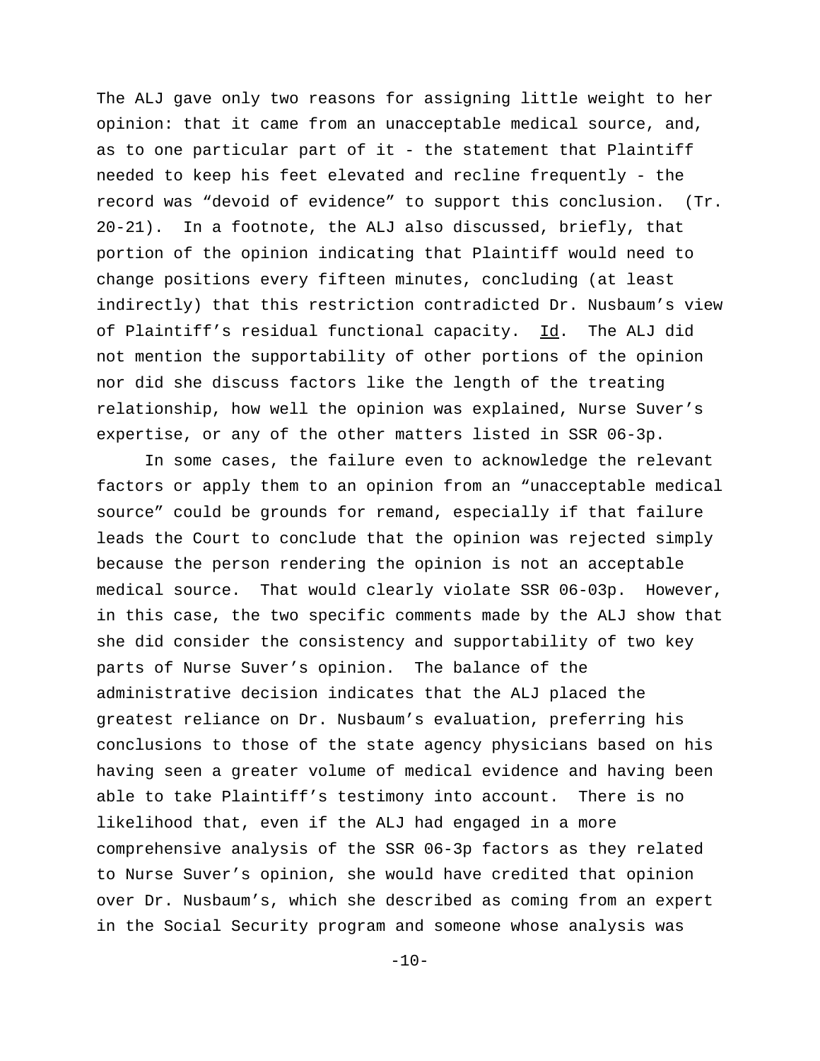The ALJ gave only two reasons for assigning little weight to her opinion: that it came from an unacceptable medical source, and, as to one particular part of it - the statement that Plaintiff needed to keep his feet elevated and recline frequently - the record was "devoid of evidence" to support this conclusion. (Tr. 20-21). In a footnote, the ALJ also discussed, briefly, that portion of the opinion indicating that Plaintiff would need to change positions every fifteen minutes, concluding (at least indirectly) that this restriction contradicted Dr. Nusbaum's view of Plaintiff's residual functional capacity. Id. The ALJ did not mention the supportability of other portions of the opinion nor did she discuss factors like the length of the treating relationship, how well the opinion was explained, Nurse Suver's expertise, or any of the other matters listed in SSR 06-3p.

In some cases, the failure even to acknowledge the relevant factors or apply them to an opinion from an "unacceptable medical source" could be grounds for remand, especially if that failure leads the Court to conclude that the opinion was rejected simply because the person rendering the opinion is not an acceptable medical source. That would clearly violate SSR 06-03p. However, in this case, the two specific comments made by the ALJ show that she did consider the consistency and supportability of two key parts of Nurse Suver's opinion. The balance of the administrative decision indicates that the ALJ placed the greatest reliance on Dr. Nusbaum's evaluation, preferring his conclusions to those of the state agency physicians based on his having seen a greater volume of medical evidence and having been able to take Plaintiff's testimony into account. There is no likelihood that, even if the ALJ had engaged in a more comprehensive analysis of the SSR 06-3p factors as they related to Nurse Suver's opinion, she would have credited that opinion over Dr. Nusbaum's, which she described as coming from an expert in the Social Security program and someone whose analysis was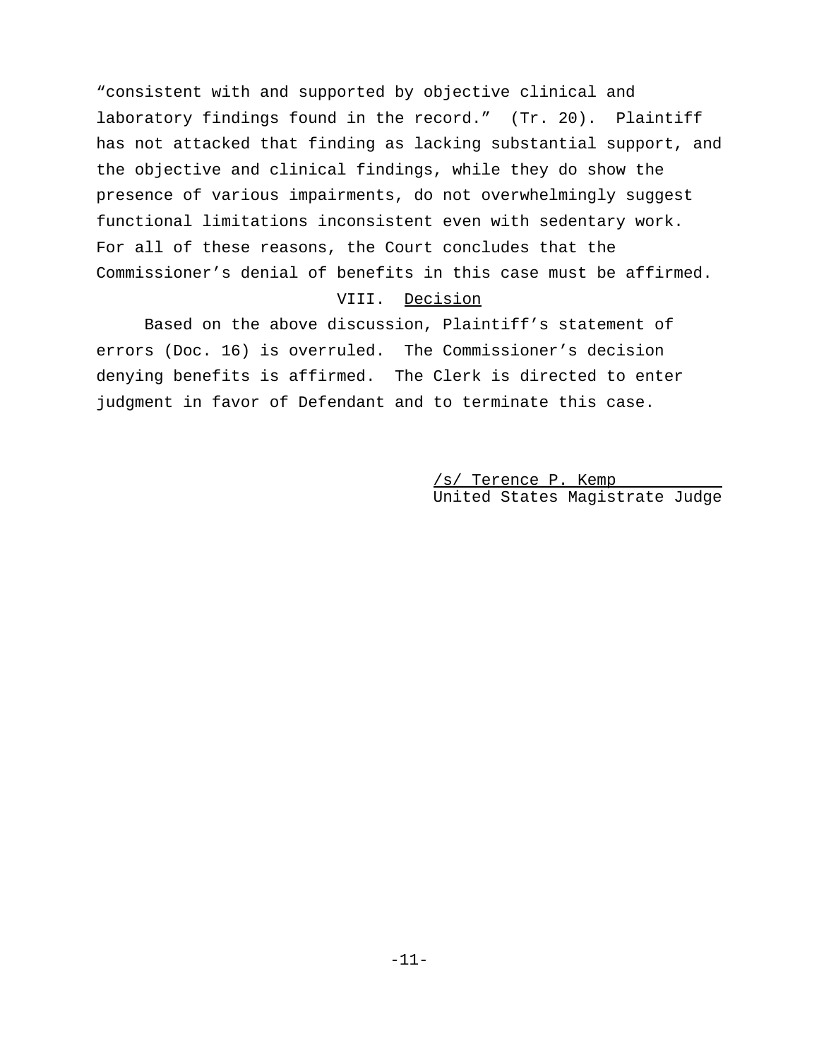"consistent with and supported by objective clinical and laboratory findings found in the record." (Tr. 20). Plaintiff has not attacked that finding as lacking substantial support, and the objective and clinical findings, while they do show the presence of various impairments, do not overwhelmingly suggest functional limitations inconsistent even with sedentary work. For all of these reasons, the Court concludes that the Commissioner's denial of benefits in this case must be affirmed.

## VIII. Decision

Based on the above discussion, Plaintiff's statement of errors (Doc. 16) is overruled. The Commissioner's decision denying benefits is affirmed. The Clerk is directed to enter judgment in favor of Defendant and to terminate this case.

/s/ Terence P. Kemp
United States Magistrate Judge